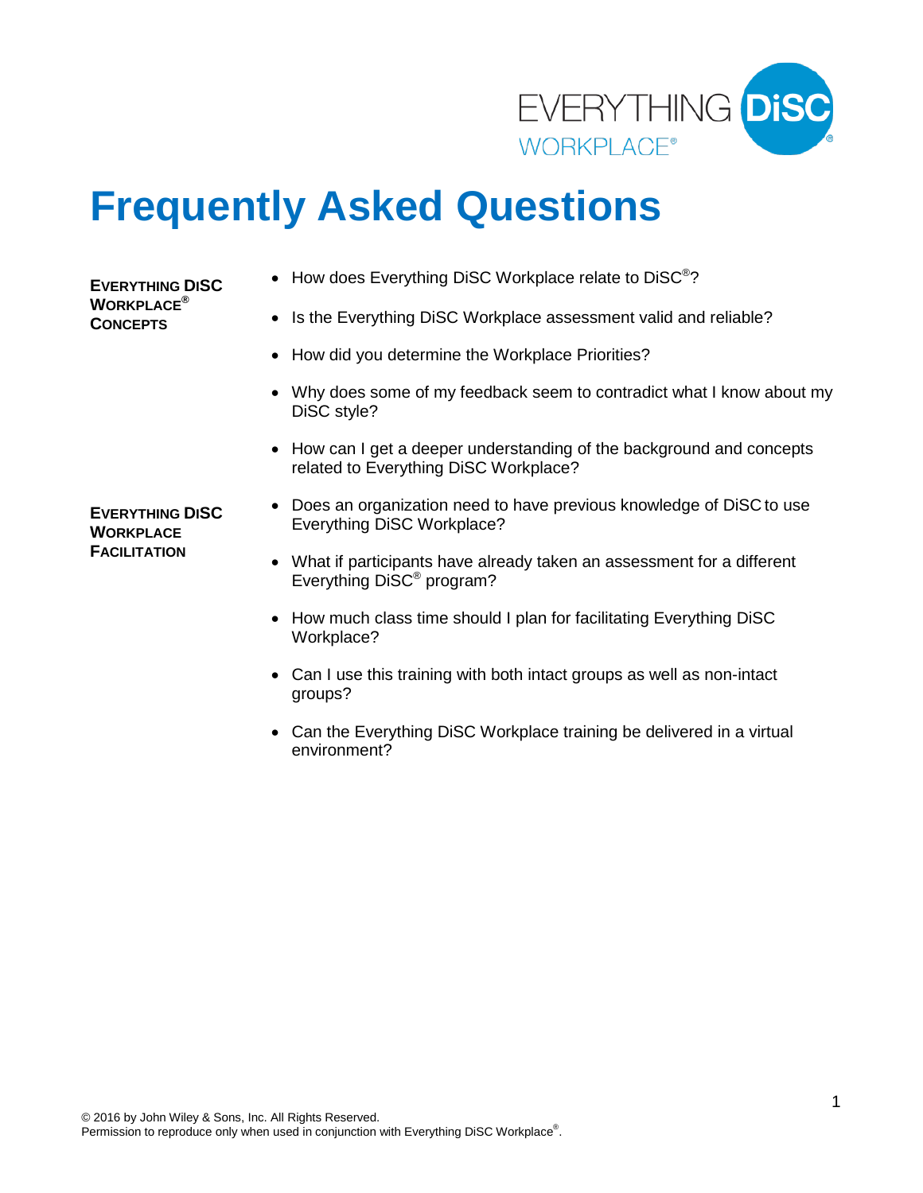# Frequently Asked Questions

**EVERYTHING DiSC WORKPLACE® CONCEPTS**

- How does Everything DiSC Workplace relate to DiSC®?
- Is the Everything DiSC Workplace assessment valid and reliable?
- How did you determine the Workplace Priorities?
- Why does some of my feedback seem to contradict what I know about my DiSC style?
- How can I get a deeper understanding of the background and concepts related to Everything DiSC Workplace?

**EVERYTHING DiSC WORKPLACE FACILITATION**

- Does an organization need to have previous knowledge of DiSC to use Everything DiSC Workplace?
- What if participants have already taken an assessment for a different Everything DiSC® program?
- How much class time should I plan for facilitating Everything DiSC Workplace?
- Can I use this training with both intact groups as well as non-intact groups?
- Can the Everything DiSC Workplace training be delivered in a virtual environment?

© 2016 by John Wiley & Sons, Inc. All Rights Reserved.
Permission to reproduce only when used in conjunction with Everything DiSC Workplace®.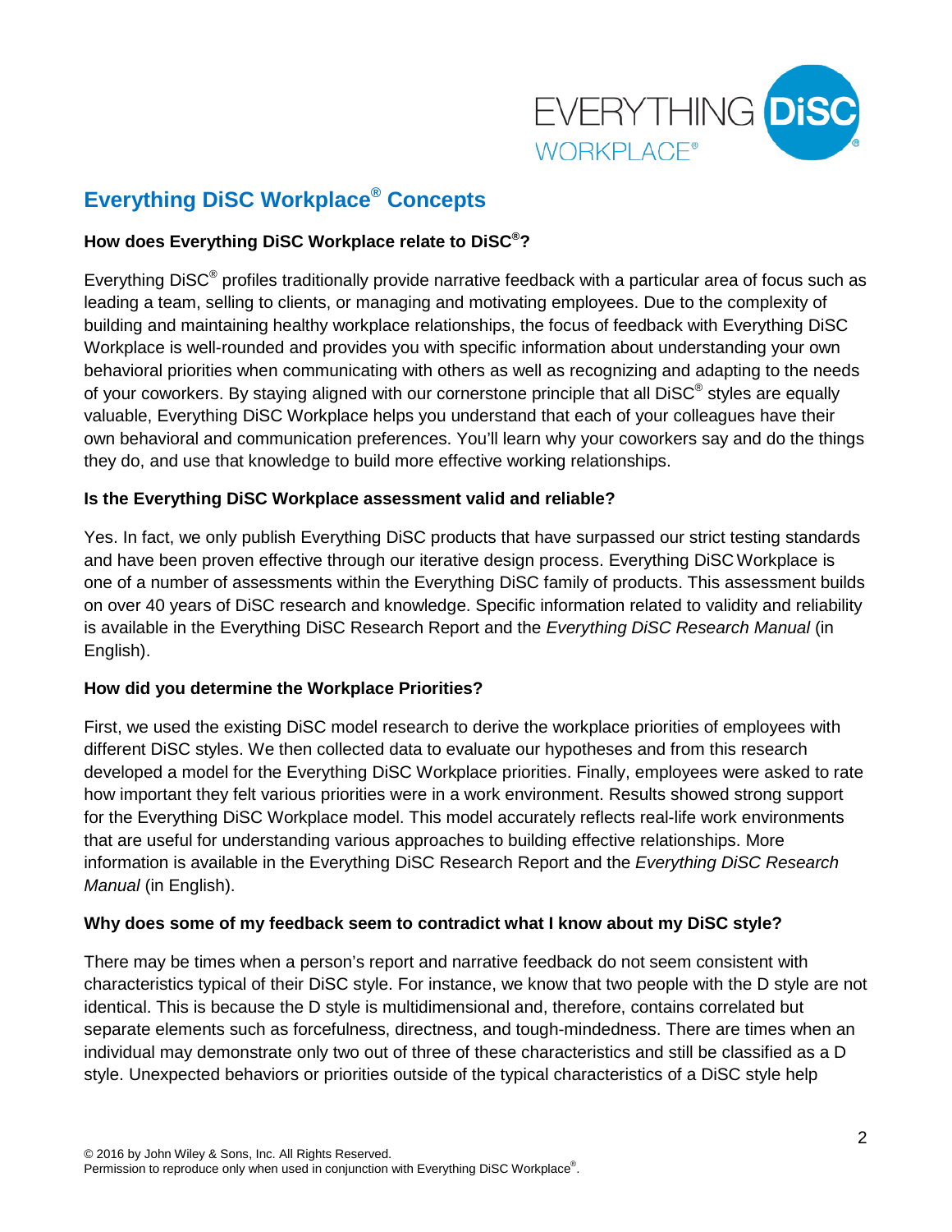## Everything DiSC Workplace® Concepts

**How does Everything DiSC Workplace relate to DiSC®?**

Everything DiSC® profiles traditionally provide narrative feedback with a particular area of focus such as leading a team, selling to clients, or managing and motivating employees. Due to the complexity of building and maintaining healthy workplace relationships, the focus of feedback with Everything DiSC Workplace is well-rounded and provides you with specific information about understanding your own behavioral priorities when communicating with others as well as recognizing and adapting to the needs of your coworkers. By staying aligned with our cornerstone principle that all DiSC® styles are equally valuable, Everything DiSC Workplace helps you understand that each of your colleagues have their own behavioral and communication preferences. You'll learn why your coworkers say and do the things they do, and use that knowledge to build more effective working relationships.

**Is the Everything DiSC Workplace assessment valid and reliable?**

Yes. In fact, we only publish Everything DiSC products that have surpassed our strict testing standards and have been proven effective through our iterative design process. Everything DiSC Workplace is one of a number of assessments within the Everything DiSC family of products. This assessment builds on over 40 years of DiSC research and knowledge. Specific information related to validity and reliability is available in the Everything DiSC Research Report and the *Everything DiSC Research Manual* (in English).

**How did you determine the Workplace Priorities?**

First, we used the existing DiSC model research to derive the workplace priorities of employees with different DiSC styles. We then collected data to evaluate our hypotheses and from this research developed a model for the Everything DiSC Workplace priorities. Finally, employees were asked to rate how important they felt various priorities were in a work environment. Results showed strong support for the Everything DiSC Workplace model. This model accurately reflects real-life work environments that are useful for understanding various approaches to building effective relationships. More information is available in the Everything DiSC Research Report and the *Everything DiSC Research Manual* (in English).

**Why does some of my feedback seem to contradict what I know about my DiSC style?**

There may be times when a person's report and narrative feedback do not seem consistent with characteristics typical of their DiSC style. For instance, we know that two people with the D style are not identical. This is because the D style is multidimensional and, therefore, contains correlated but separate elements such as forcefulness, directness, and tough-mindedness. There are times when an individual may demonstrate only two out of three of these characteristics and still be classified as a D style. Unexpected behaviors or priorities outside of the typical characteristics of a DiSC style help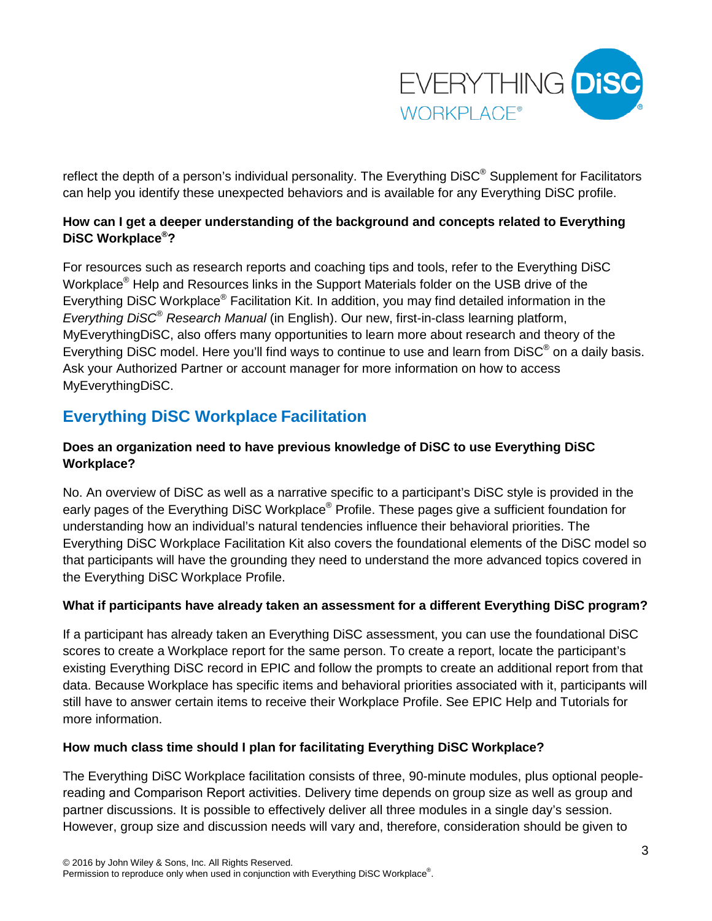reflect the depth of a person's individual personality. The Everything DiSC® Supplement for Facilitators can help you identify these unexpected behaviors and is available for any Everything DiSC profile.

**How can I get a deeper understanding of the background and concepts related to Everything DiSC Workplace®?**

For resources such as research reports and coaching tips and tools, refer to the Everything DiSC Workplace® Help and Resources links in the Support Materials folder on the USB drive of the Everything DiSC Workplace® Facilitation Kit. In addition, you may find detailed information in the *Everything DiSC® Research Manual* (in English). Our new, first-in-class learning platform, MyEverythingDiSC, also offers many opportunities to learn more about research and theory of the Everything DiSC model. Here you'll find ways to continue to use and learn from DiSC® on a daily basis. Ask your Authorized Partner or account manager for more information on how to access MyEverythingDiSC.

## Everything DiSC Workplace Facilitation

**Does an organization need to have previous knowledge of DiSC to use Everything DiSC Workplace?**

No. An overview of DiSC as well as a narrative specific to a participant's DiSC style is provided in the early pages of the Everything DiSC Workplace® Profile. These pages give a sufficient foundation for understanding how an individual's natural tendencies influence their behavioral priorities. The Everything DiSC Workplace Facilitation Kit also covers the foundational elements of the DiSC model so that participants will have the grounding they need to understand the more advanced topics covered in the Everything DiSC Workplace Profile.

**What if participants have already taken an assessment for a different Everything DiSC program?**

If a participant has already taken an Everything DiSC assessment, you can use the foundational DiSC scores to create a Workplace report for the same person. To create a report, locate the participant's existing Everything DiSC record in EPIC and follow the prompts to create an additional report from that data. Because Workplace has specific items and behavioral priorities associated with it, participants will still have to answer certain items to receive their Workplace Profile. See EPIC Help and Tutorials for more information.

**How much class time should I plan for facilitating Everything DiSC Workplace?**

The Everything DiSC Workplace facilitation consists of three, 90-minute modules, plus optional people-reading and Comparison Report activities. Delivery time depends on group size as well as group and partner discussions. It is possible to effectively deliver all three modules in a single day's session. However, group size and discussion needs will vary and, therefore, consideration should be given to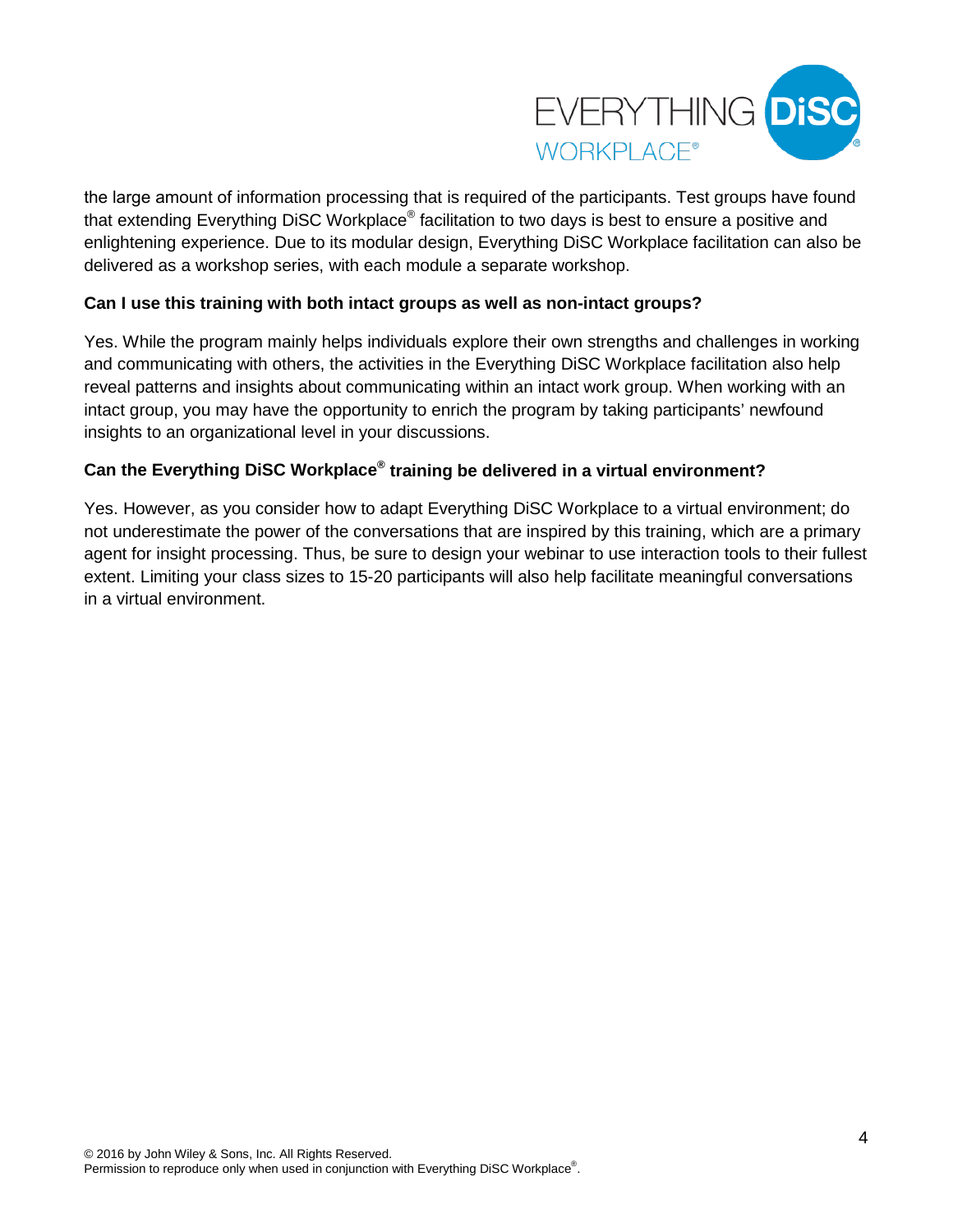the large amount of information processing that is required of the participants. Test groups have found that extending Everything DiSC Workplace® facilitation to two days is best to ensure a positive and enlightening experience. Due to its modular design, Everything DiSC Workplace facilitation can also be delivered as a workshop series, with each module a separate workshop.

**Can I use this training with both intact groups as well as non-intact groups?**

Yes. While the program mainly helps individuals explore their own strengths and challenges in working and communicating with others, the activities in the Everything DiSC Workplace facilitation also help reveal patterns and insights about communicating within an intact work group. When working with an intact group, you may have the opportunity to enrich the program by taking participants' newfound insights to an organizational level in your discussions.

**Can the Everything DiSC Workplace® training be delivered in a virtual environment?**

Yes. However, as you consider how to adapt Everything DiSC Workplace to a virtual environment; do not underestimate the power of the conversations that are inspired by this training, which are a primary agent for insight processing. Thus, be sure to design your webinar to use interaction tools to their fullest extent. Limiting your class sizes to 15-20 participants will also help facilitate meaningful conversations in a virtual environment.